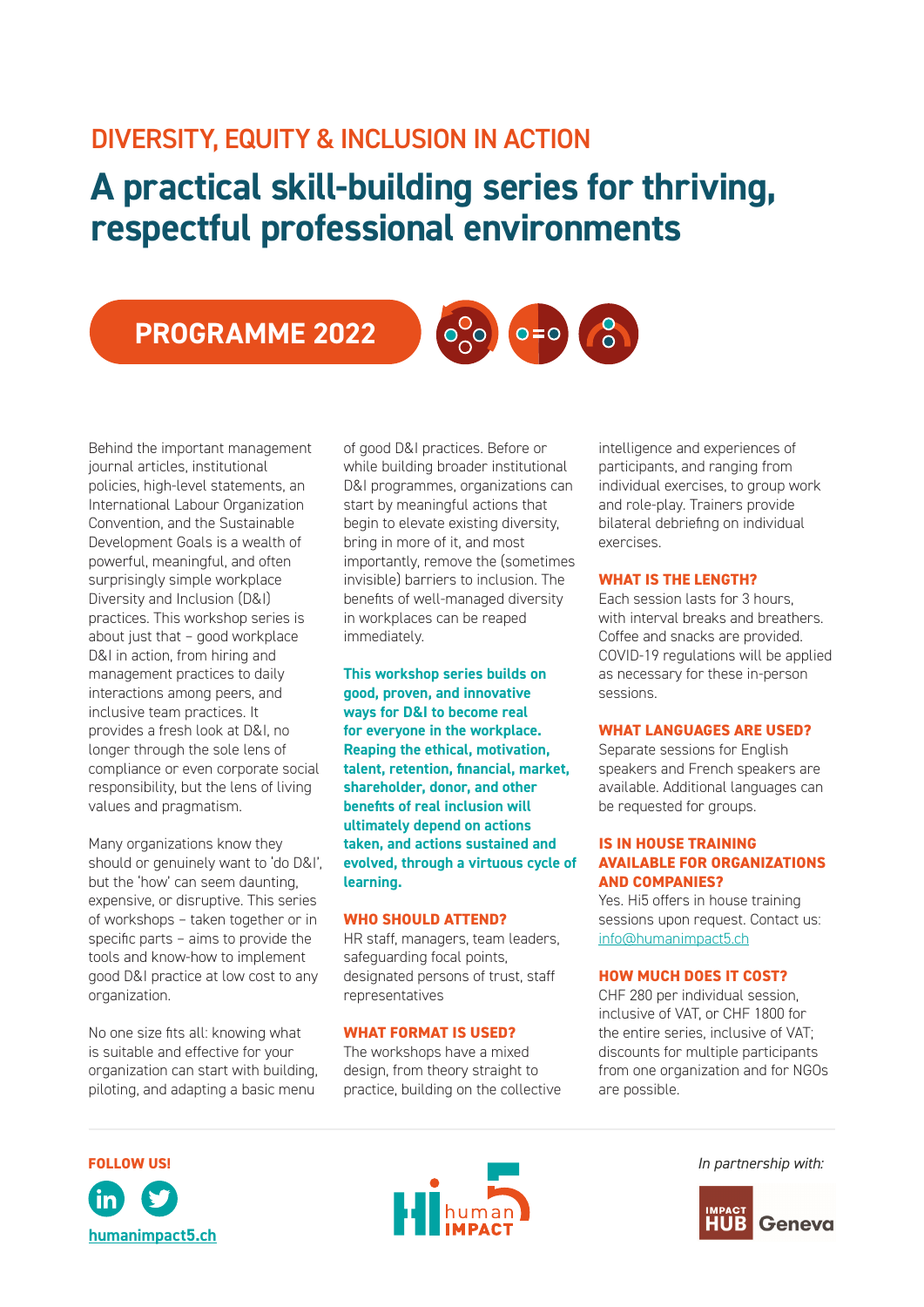## DIVERSITY, EQUITY & INCLUSION IN ACTION

# A practical skill-building series for thriving, respectful professional environments

**PROGRAMME 2022**

Behind the important management journal articles, institutional policies, high-level statements, an International Labour Organization Convention, and the Sustainable Development Goals is a wealth of powerful, meaningful, and often surprisingly simple workplace Diversity and Inclusion (D&I) practices. This workshop series is about just that – good workplace D&I in action, from hiring and management practices to daily interactions among peers, and inclusive team practices. It provides a fresh look at D&I, no longer through the sole lens of compliance or even corporate social responsibility, but the lens of living values and pragmatism.

Many organizations know they should or genuinely want to 'do D&I', but the 'how' can seem daunting, expensive, or disruptive. This series of workshops – taken together or in specific parts – aims to provide the tools and know-how to implement good D&I practice at low cost to any organization.

No one size fits all: knowing what is suitable and effective for your organization can start with building, piloting, and adapting a basic menu of good D&I practices. Before or while building broader institutional D&I programmes, organizations can start by meaningful actions that begin to elevate existing diversity, bring in more of it, and most importantly, remove the (sometimes invisible) barriers to inclusion. The benefits of well-managed diversity in workplaces can be reaped immediately.

**This workshop series builds on good, proven, and innovative ways for D&I to become real for everyone in the workplace. Reaping the ethical, motivation, talent, retention, financial, market, shareholder, donor, and other benefits of real inclusion will ultimately depend on actions taken, and actions sustained and evolved, through a virtuous cycle of learning.**

### WHO SHOULD ATTEND?

HR staff, managers, team leaders, safeguarding focal points, designated persons of trust, staff representatives

### WHAT FORMAT IS USED?

The workshops have a mixed design, from theory straight to practice, building on the collective intelligence and experiences of participants, and ranging from individual exercises, to group work and role-play. Trainers provide bilateral debriefing on individual exercises.

### WHAT IS THE LENGTH?

Each session lasts for 3 hours, with interval breaks and breathers. Coffee and snacks are provided. COVID-19 regulations will be applied as necessary for these in-person sessions.

### WHAT LANGUAGES ARE USED?

Separate sessions for English speakers and French speakers are available. Additional languages can be requested for groups.

### IS IN HOUSE TRAINING AVAILABLE FOR ORGANIZATIONS AND COMPANIES?

Yes. Hi5 offers in house training sessions upon request. Contact us: info@humanimpact5.ch

### HOW MUCH DOES IT COST?

CHF 280 per individual session, inclusive of VAT, or CHF 1800 for the entire series, inclusive of VAT; discounts for multiple participants from one organization and for NGOs are possible.

**FOLLOW US!**

humanimpact5.ch

Hi5 human IMPACT

*In partnership with:*

IMPACT HUB Geneva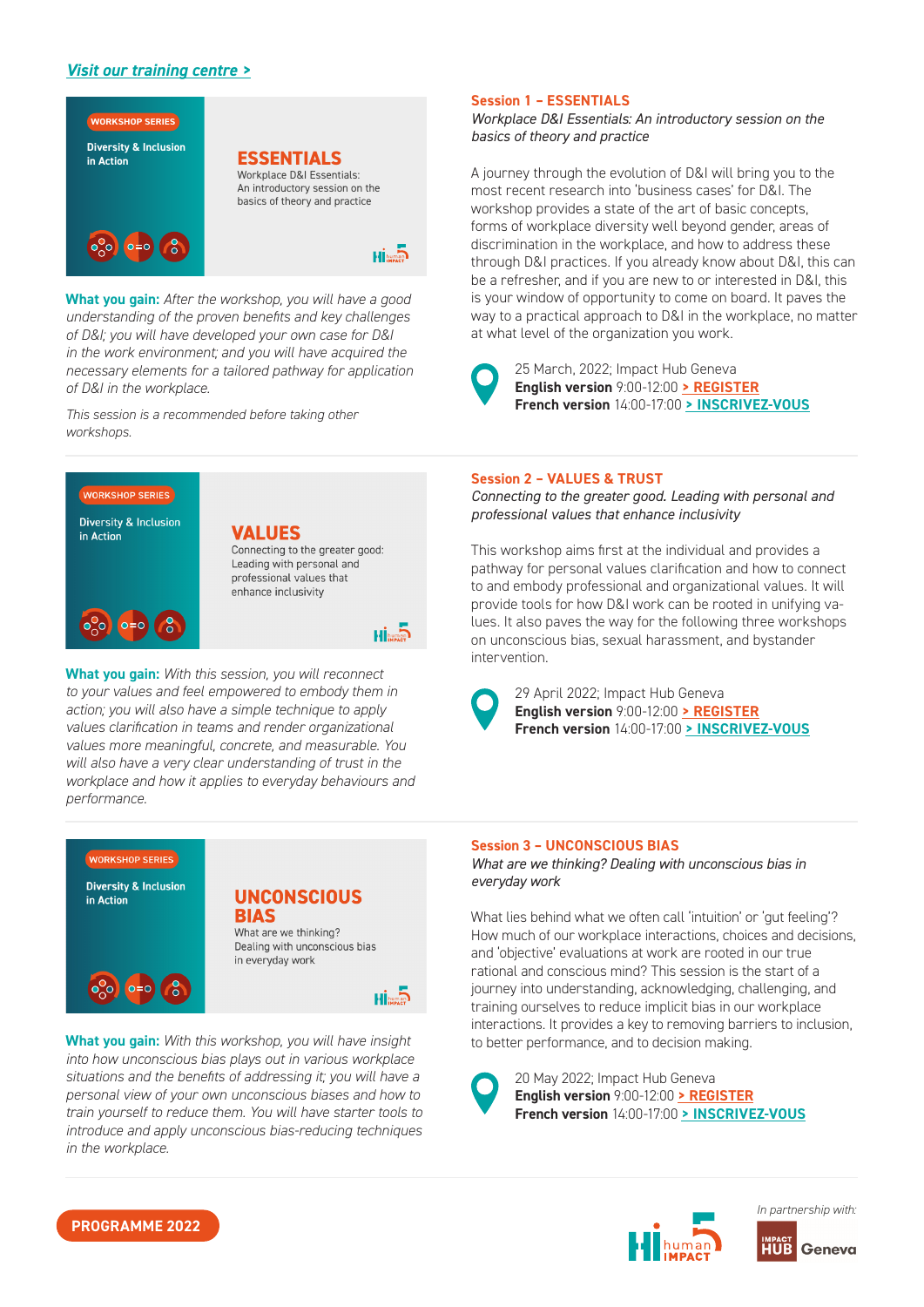*Visit our training centre >*

WORKSHOP SERIES

Diversity & Inclusion in Action

**ESSENTIALS**

Workplace D&I Essentials: An introductory session on the basics of theory and practice

## Session 1 – ESSENTIALS

*Workplace D&I Essentials: An introductory session on the basics of theory and practice*

A journey through the evolution of D&I will bring you to the most recent research into 'business cases' for D&I. The workshop provides a state of the art of basic concepts, forms of workplace diversity well beyond gender, areas of discrimination in the workplace, and how to address these through D&I practices. If you already know about D&I, this can be a refresher, and if you are new to or interested in D&I, this is your window of opportunity to come on board. It paves the way to a practical approach to D&I in the workplace, no matter at what level of the organization you work.

25 March, 2022; Impact Hub Geneva
**English version** 9:00-12:00 **> REGISTER**
**French version** 14:00-17:00 **> INSCRIVEZ-VOUS**

**What you gain:** *After the workshop, you will have a good understanding of the proven benefits and key challenges of D&I; you will have developed your own case for D&I in the work environment; and you will have acquired the necessary elements for a tailored pathway for application of D&I in the workplace.*

*This session is a recommended before taking other workshops.*

---

WORKSHOP SERIES

Diversity & Inclusion in Action

**VALUES**

Connecting to the greater good: Leading with personal and professional values that enhance inclusivity

## Session 2 – VALUES & TRUST

*Connecting to the greater good. Leading with personal and professional values that enhance inclusivity*

This workshop aims first at the individual and provides a pathway for personal values clarification and how to connect to and embody professional and organizational values. It will provide tools for how D&I work can be rooted in unifying values. It also paves the way for the following three workshops on unconscious bias, sexual harassment, and bystander intervention.

29 April 2022; Impact Hub Geneva
**English version** 9:00-12:00 **> REGISTER**
**French version** 14:00-17:00 **> INSCRIVEZ-VOUS**

**What you gain:** *With this session, you will reconnect to your values and feel empowered to embody them in action; you will also have a simple technique to apply values clarification in teams and render organizational values more meaningful, concrete, and measurable. You will also have a very clear understanding of trust in the workplace and how it applies to everyday behaviours and performance.*

---

WORKSHOP SERIES

Diversity & Inclusion in Action

**UNCONSCIOUS BIAS**

What are we thinking? Dealing with unconscious bias in everyday work

## Session 3 – UNCONSCIOUS BIAS

*What are we thinking? Dealing with unconscious bias in everyday work*

What lies behind what we often call 'intuition' or 'gut feeling'? How much of our workplace interactions, choices and decisions, and 'objective' evaluations at work are rooted in our true rational and conscious mind? This session is the start of a journey into understanding, acknowledging, challenging, and training ourselves to reduce implicit bias in our workplace interactions. It provides a key to removing barriers to inclusion, to better performance, and to decision making.

20 May 2022; Impact Hub Geneva
**English version** 9:00-12:00 **> REGISTER**
**French version** 14:00-17:00 **> INSCRIVEZ-VOUS**

**What you gain:** *With this workshop, you will have insight into how unconscious bias plays out in various workplace situations and the benefits of addressing it; you will have a personal view of your own unconscious biases and how to train yourself to reduce them. You will have starter tools to introduce and apply unconscious bias-reducing techniques in the workplace.*

---

**PROGRAMME 2022**

Hi5 human IMPACT

*In partnership with:* IMPACT HUB Geneva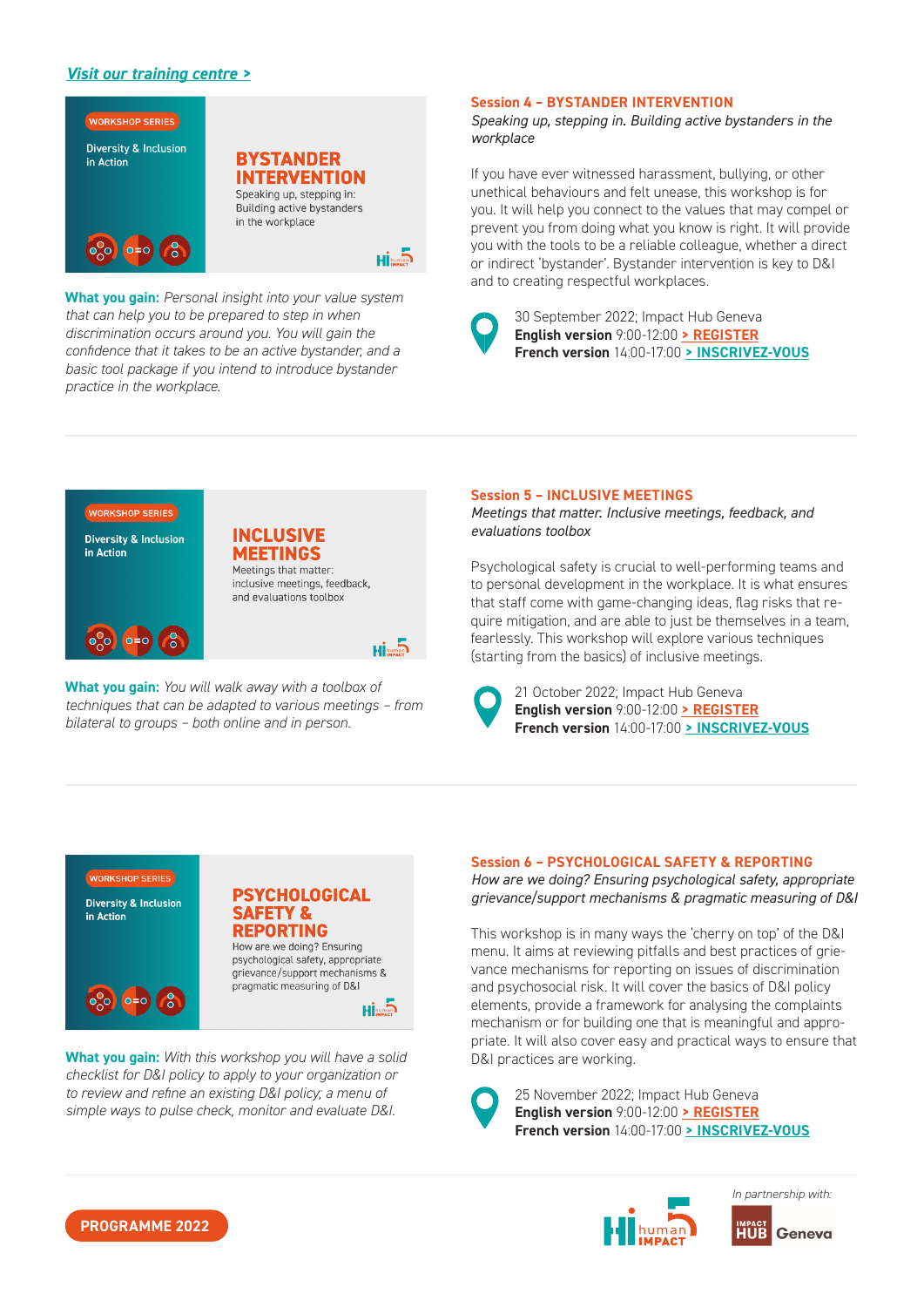[Visit our training centre >](#)

WORKSHOP SERIES

Diversity & Inclusion in Action

**BYSTANDER INTERVENTION**

Speaking up, stepping in: Building active bystanders in the workplace

**What you gain:** *Personal insight into your value system that can help you to be prepared to step in when discrimination occurs around you. You will gain the confidence that it takes to be an active bystander, and a basic tool package if you intend to introduce bystander practice in the workplace.*

## Session 4 – BYSTANDER INTERVENTION

*Speaking up, stepping in. Building active bystanders in the workplace*

If you have ever witnessed harassment, bullying, or other unethical behaviours and felt unease, this workshop is for you. It will help you connect to the values that may compel or prevent you from doing what you know is right. It will provide you with the tools to be a reliable colleague, whether a direct or indirect 'bystander'. Bystander intervention is key to D&I and to creating respectful workplaces.

30 September 2022; Impact Hub Geneva
**English version** 9:00-12:00 **> REGISTER**
**French version** 14:00-17:00 **> INSCRIVEZ-VOUS**

---

WORKSHOP SERIES

Diversity & Inclusion in Action

**INCLUSIVE MEETINGS**

Meetings that matter: inclusive meetings, feedback, and evaluations toolbox

**What you gain:** *You will walk away with a toolbox of techniques that can be adapted to various meetings – from bilateral to groups – both online and in person.*

## Session 5 – INCLUSIVE MEETINGS

*Meetings that matter. Inclusive meetings, feedback, and evaluations toolbox*

Psychological safety is crucial to well-performing teams and to personal development in the workplace. It is what ensures that staff come with game-changing ideas, flag risks that require mitigation, and are able to just be themselves in a team, fearlessly. This workshop will explore various techniques (starting from the basics) of inclusive meetings.

21 October 2022; Impact Hub Geneva
**English version** 9:00-12:00 **> REGISTER**
**French version** 14:00-17:00 **> INSCRIVEZ-VOUS**

---

WORKSHOP SERIES

Diversity & Inclusion in Action

**PSYCHOLOGICAL SAFETY & REPORTING**

How are we doing? Ensuring psychological safety, appropriate grievance/support mechanisms & pragmatic measuring of D&I

**What you gain:** *With this workshop you will have a solid checklist for D&I policy to apply to your organization or to review and refine an existing D&I policy; a menu of simple ways to pulse check, monitor and evaluate D&I.*

## Session 6 – PSYCHOLOGICAL SAFETY & REPORTING

*How are we doing? Ensuring psychological safety, appropriate grievance/support mechanisms & pragmatic measuring of D&I*

This workshop is in many ways the 'cherry on top' of the D&I menu. It aims at reviewing pitfalls and best practices of grievance mechanisms for reporting on issues of discrimination and psychosocial risk. It will cover the basics of D&I policy elements, provide a framework for analysing the complaints mechanism or for building one that is meaningful and appropriate. It will also cover easy and practical ways to ensure that D&I practices are working.

25 November 2022; Impact Hub Geneva
**English version** 9:00-12:00 **> REGISTER**
**French version** 14:00-17:00 **> INSCRIVEZ-VOUS**

---

**PROGRAMME 2022**

Hi5 human IMPACT

*In partnership with:* IMPACT HUB Geneva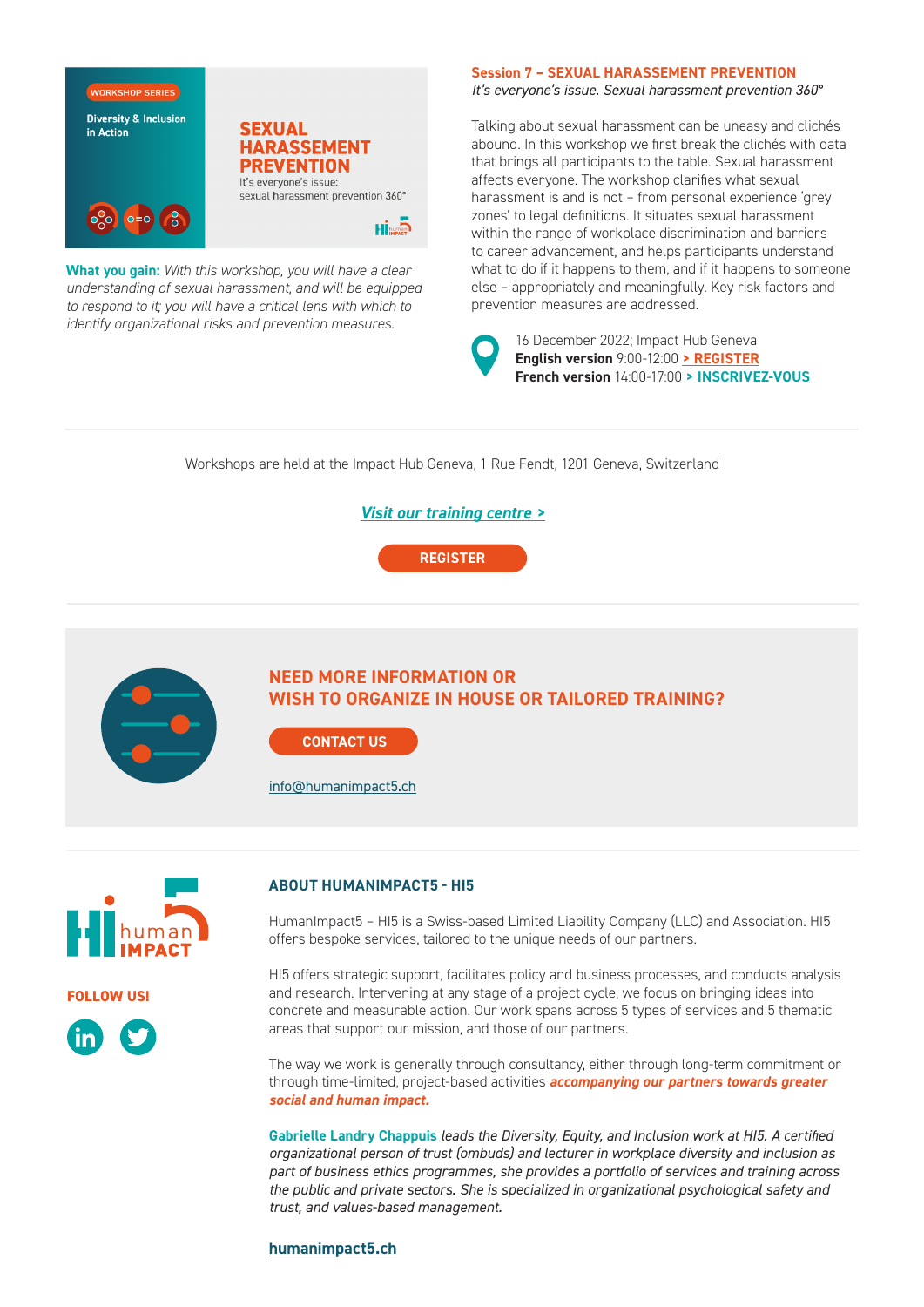WORKSHOP SERIES

Diversity & Inclusion in Action

**SEXUAL HARASSEMENT PREVENTION**

It's everyone's issue: sexual harassment prevention 360°

**What you gain:** *With this workshop, you will have a clear understanding of sexual harassment, and will be equipped to respond to it; you will have a critical lens with which to identify organizational risks and prevention measures.*

### Session 7 – SEXUAL HARASSEMENT PREVENTION

*It's everyone's issue. Sexual harassment prevention 360°*

Talking about sexual harassment can be uneasy and clichés abound. In this workshop we first break the clichés with data that brings all participants to the table. Sexual harassment affects everyone. The workshop clarifies what sexual harassment is and is not – from personal experience 'grey zones' to legal definitions. It situates sexual harassment within the range of workplace discrimination and barriers to career advancement, and helps participants understand what to do if it happens to them, and if it happens to someone else – appropriately and meaningfully. Key risk factors and prevention measures are addressed.

16 December 2022; Impact Hub Geneva
**English version** 9:00-12:00 **> REGISTER**
**French version** 14:00-17:00 **> INSCRIVEZ-VOUS**

---

Workshops are held at the Impact Hub Geneva, 1 Rue Fendt, 1201 Geneva, Switzerland

***Visit our training centre >***

**REGISTER**

---

## NEED MORE INFORMATION OR WISH TO ORGANIZE IN HOUSE OR TAILORED TRAINING?

**CONTACT US**

info@humanimpact5.ch

---

**FOLLOW US!**

### ABOUT HUMANIMPACT5 - HI5

HumanImpact5 – HI5 is a Swiss-based Limited Liability Company (LLC) and Association. HI5 offers bespoke services, tailored to the unique needs of our partners.

HI5 offers strategic support, facilitates policy and business processes, and conducts analysis and research. Intervening at any stage of a project cycle, we focus on bringing ideas into concrete and measurable action. Our work spans across 5 types of services and 5 thematic areas that support our mission, and those of our partners.

The way we work is generally through consultancy, either through long-term commitment or through time-limited, project-based activities ***accompanying our partners towards greater social and human impact.***

**Gabrielle Landry Chappuis** *leads the Diversity, Equity, and Inclusion work at HI5. A certified organizational person of trust (ombuds) and lecturer in workplace diversity and inclusion as part of business ethics programmes, she provides a portfolio of services and training across the public and private sectors. She is specialized in organizational psychological safety and trust, and values-based management.*

**humanimpact5.ch**